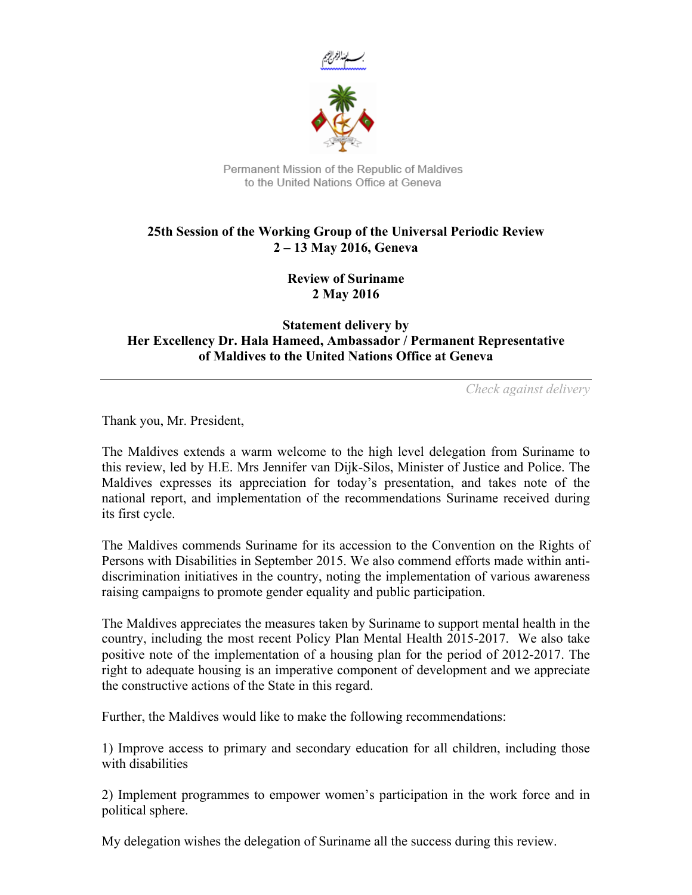بسم الله الرحمن الرحيم

Permanent Mission of the Republic of Maldives
to the United Nations Office at Geneva

**25th Session of the Working Group of the Universal Periodic Review**
**2 – 13 May 2016, Geneva**

**Review of Suriname**
**2 May 2016**

**Statement delivery by**
**Her Excellency Dr. Hala Hameed, Ambassador / Permanent Representative of Maldives to the United Nations Office at Geneva**

---

*Check against delivery*

Thank you, Mr. President,

The Maldives extends a warm welcome to the high level delegation from Suriname to this review, led by H.E. Mrs Jennifer van Dijk-Silos, Minister of Justice and Police. The Maldives expresses its appreciation for today's presentation, and takes note of the national report, and implementation of the recommendations Suriname received during its first cycle.

The Maldives commends Suriname for its accession to the Convention on the Rights of Persons with Disabilities in September 2015. We also commend efforts made within anti-discrimination initiatives in the country, noting the implementation of various awareness raising campaigns to promote gender equality and public participation.

The Maldives appreciates the measures taken by Suriname to support mental health in the country, including the most recent Policy Plan Mental Health 2015-2017. We also take positive note of the implementation of a housing plan for the period of 2012-2017. The right to adequate housing is an imperative component of development and we appreciate the constructive actions of the State in this regard.

Further, the Maldives would like to make the following recommendations:

1) Improve access to primary and secondary education for all children, including those with disabilities

2) Implement programmes to empower women's participation in the work force and in political sphere.

My delegation wishes the delegation of Suriname all the success during this review.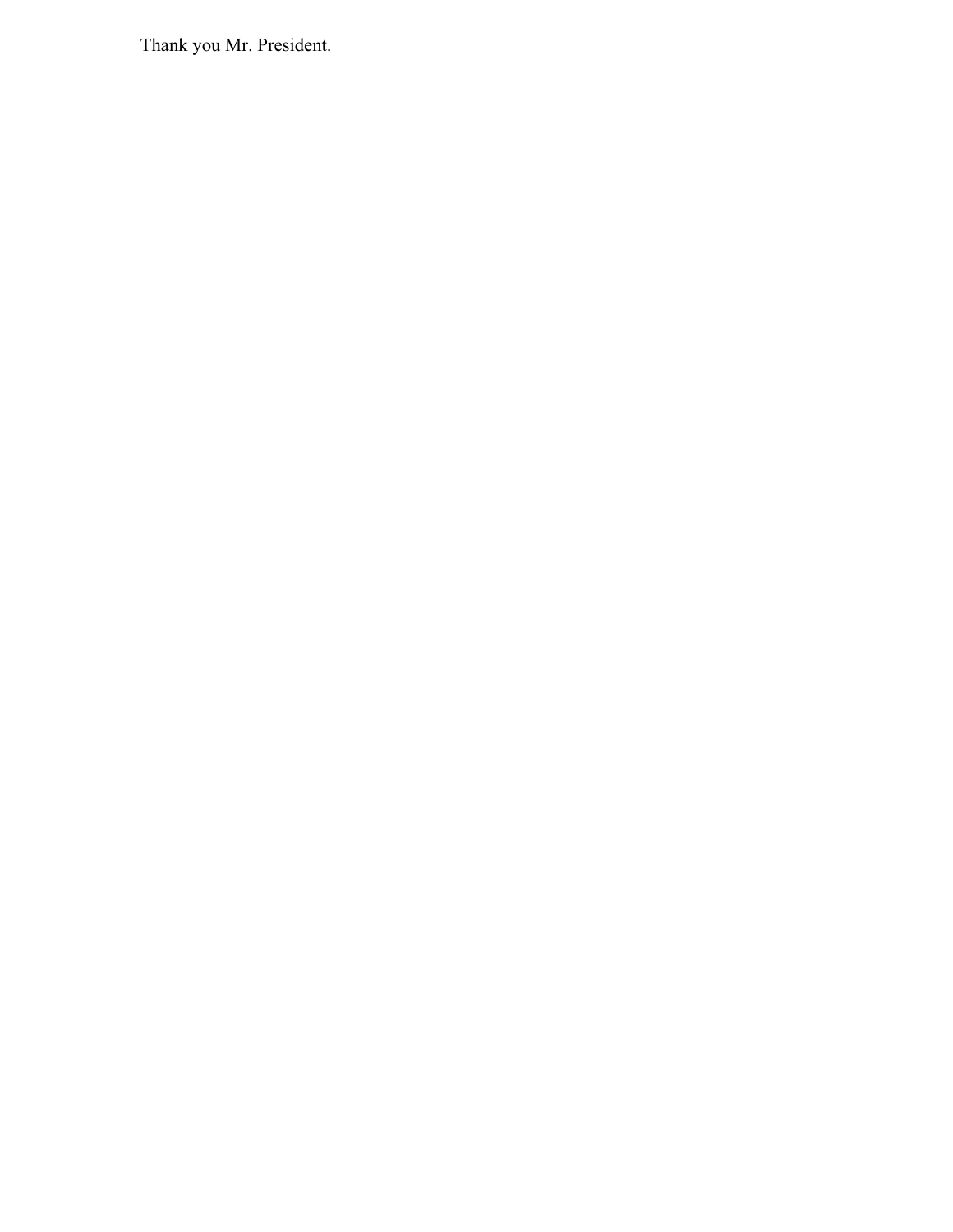Thank you Mr. President.